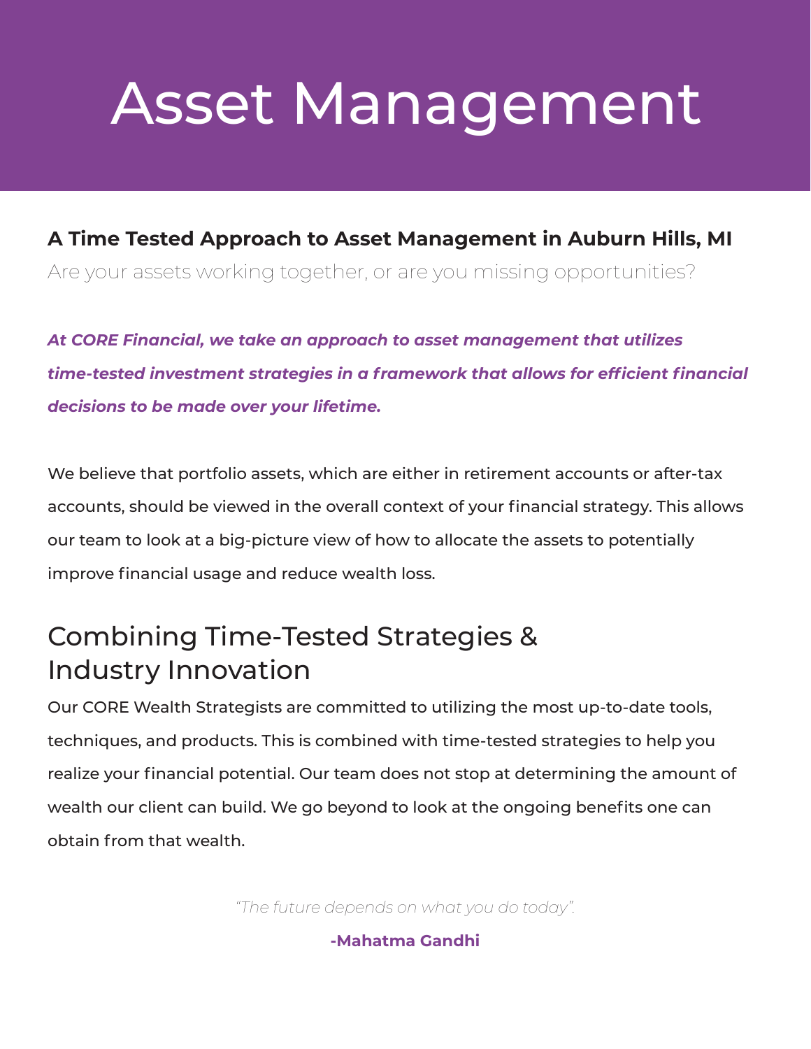# Asset Management

### A Time Tested Approach to Asset Management in Auburn Hills, MI

Are your assets working together, or are you missing opportunities?

***At CORE Financial, we take an approach to asset management that utilizes time-tested investment strategies in a framework that allows for efficient financial decisions to be made over your lifetime.***

We believe that portfolio assets, which are either in retirement accounts or after-tax accounts, should be viewed in the overall context of your financial strategy. This allows our team to look at a big-picture view of how to allocate the assets to potentially improve financial usage and reduce wealth loss.

## Combining Time-Tested Strategies & Industry Innovation

Our CORE Wealth Strategists are committed to utilizing the most up-to-date tools, techniques, and products. This is combined with time-tested strategies to help you realize your financial potential. Our team does not stop at determining the amount of wealth our client can build. We go beyond to look at the ongoing benefits one can obtain from that wealth.

*"The future depends on what you do today".*

**-Mahatma Gandhi**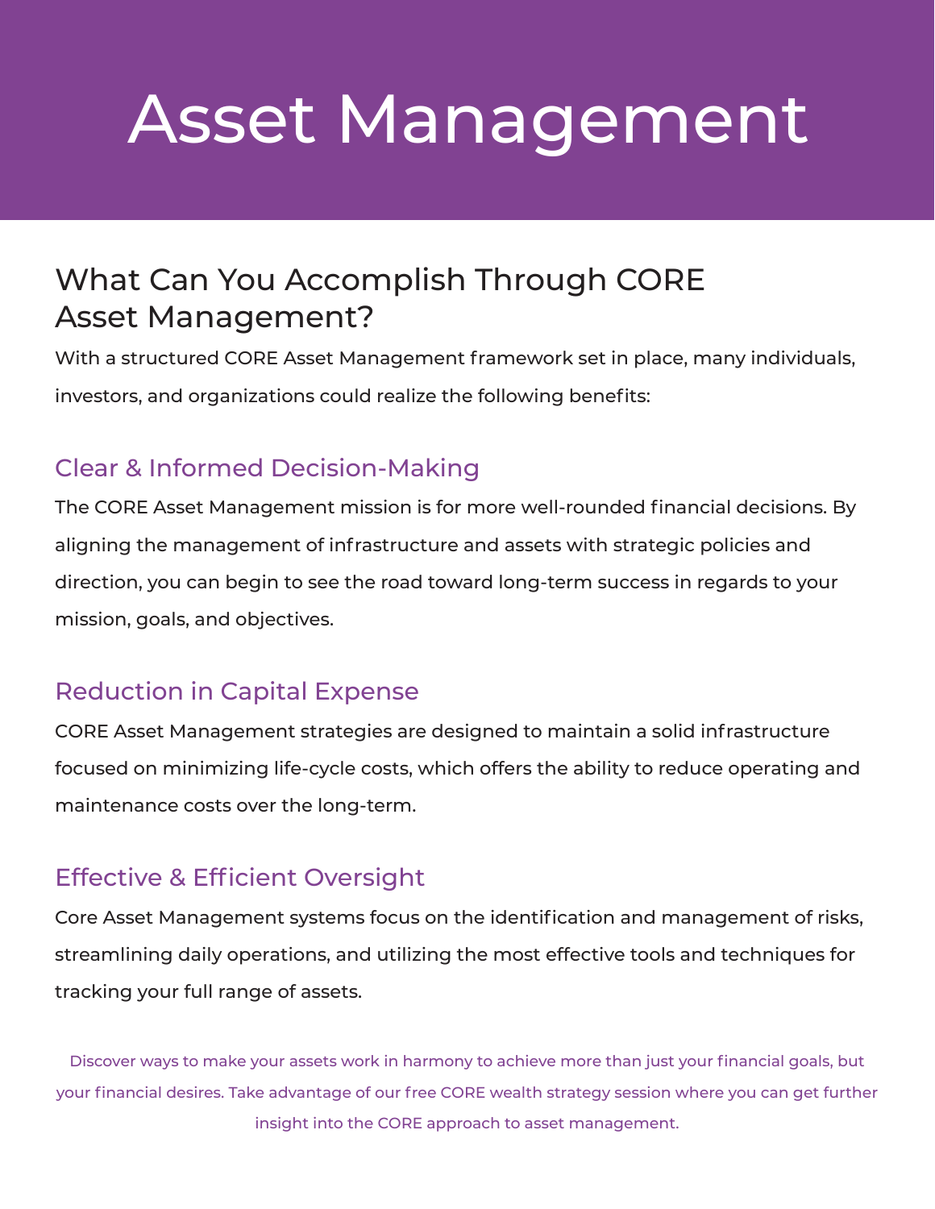# Asset Management

## What Can You Accomplish Through CORE Asset Management?

With a structured CORE Asset Management framework set in place, many individuals, investors, and organizations could realize the following benefits:

### Clear & Informed Decision-Making

The CORE Asset Management mission is for more well-rounded financial decisions. By aligning the management of infrastructure and assets with strategic policies and direction, you can begin to see the road toward long-term success in regards to your mission, goals, and objectives.

### Reduction in Capital Expense

CORE Asset Management strategies are designed to maintain a solid infrastructure focused on minimizing life-cycle costs, which offers the ability to reduce operating and maintenance costs over the long-term.

### Effective & Efficient Oversight

Core Asset Management systems focus on the identification and management of risks, streamlining daily operations, and utilizing the most effective tools and techniques for tracking your full range of assets.

Discover ways to make your assets work in harmony to achieve more than just your financial goals, but your financial desires. Take advantage of our free CORE wealth strategy session where you can get further insight into the CORE approach to asset management.